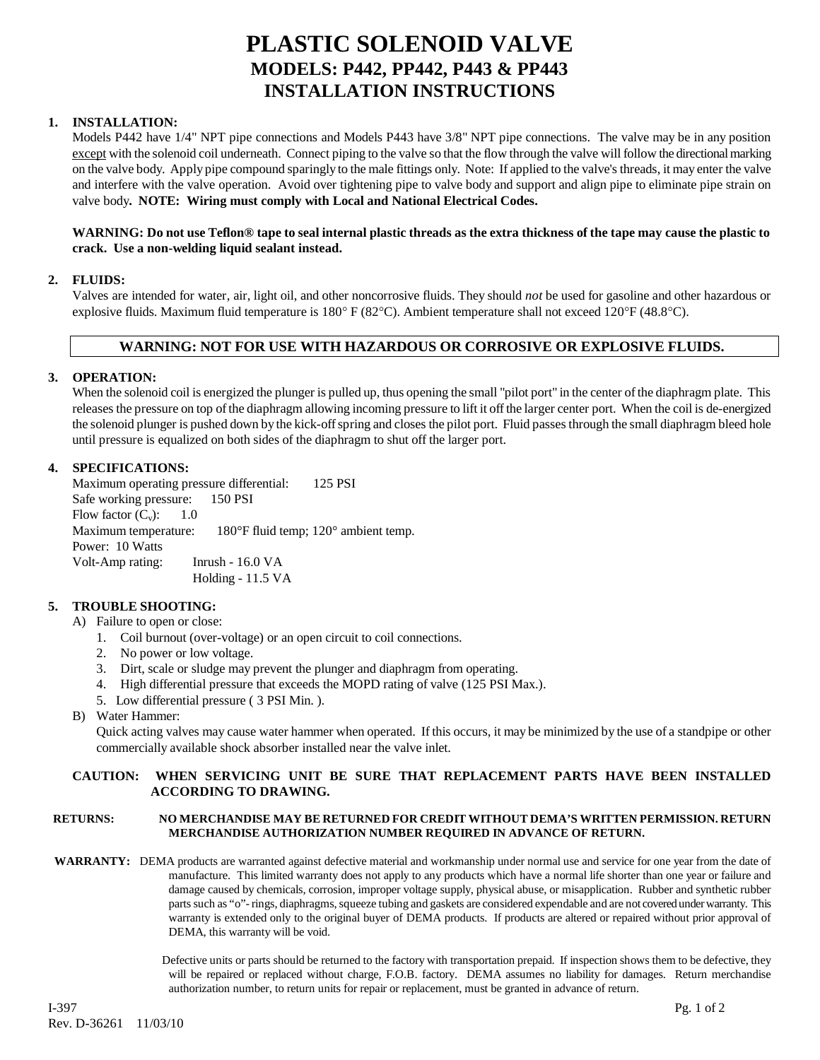# PLASTIC SOLENOID VALVE
## MODELS: P442, PP442, P443 & PP443
## INSTALLATION INSTRUCTIONS

1. **INSTALLATION:**
   Models P442 have 1/4" NPT pipe connections and Models P443 have 3/8" NPT pipe connections. The valve may be in any position except with the solenoid coil underneath. Connect piping to the valve so that the flow through the valve will follow the directional marking on the valve body. Apply pipe compound sparingly to the male fittings only. Note: If applied to the valve's threads, it may enter the valve and interfere with the valve operation. Avoid over tightening pipe to valve body and support and align pipe to eliminate pipe strain on valve body**. NOTE: Wiring must comply with Local and National Electrical Codes.**

   **WARNING: Do not use Teflon® tape to seal internal plastic threads as the extra thickness of the tape may cause the plastic to crack. Use a non-welding liquid sealant instead.**

2. **FLUIDS:**
   Valves are intended for water, air, light oil, and other noncorrosive fluids. They should *not* be used for gasoline and other hazardous or explosive fluids. Maximum fluid temperature is 180° F (82°C). Ambient temperature shall not exceed 120°F (48.8°C).

**WARNING: NOT FOR USE WITH HAZARDOUS OR CORROSIVE OR EXPLOSIVE FLUIDS.**

3. **OPERATION:**
   When the solenoid coil is energized the plunger is pulled up, thus opening the small "pilot port" in the center of the diaphragm plate. This releases the pressure on top of the diaphragm allowing incoming pressure to lift it off the larger center port. When the coil is de-energized the solenoid plunger is pushed down by the kick-off spring and closes the pilot port. Fluid passes through the small diaphragm bleed hole until pressure is equalized on both sides of the diaphragm to shut off the larger port.

4. **SPECIFICATIONS:**
   Maximum operating pressure differential: 125 PSI
   Safe working pressure: 150 PSI
   Flow factor ($C_v$): 1.0
   Maximum temperature: 180°F fluid temp; 120° ambient temp.
   Power: 10 Watts
   Volt-Amp rating: Inrush - 16.0 VA
   Holding - 11.5 VA

5. **TROUBLE SHOOTING:**
   A) Failure to open or close:
      1. Coil burnout (over-voltage) or an open circuit to coil connections.
      2. No power or low voltage.
      3. Dirt, scale or sludge may prevent the plunger and diaphragm from operating.
      4. High differential pressure that exceeds the MOPD rating of valve (125 PSI Max.).
      5. Low differential pressure ( 3 PSI Min. ).

   B) Water Hammer:
      Quick acting valves may cause water hammer when operated. If this occurs, it may be minimized by the use of a standpipe or other commercially available shock absorber installed near the valve inlet.

**CAUTION: WHEN SERVICING UNIT BE SURE THAT REPLACEMENT PARTS HAVE BEEN INSTALLED ACCORDING TO DRAWING.**

**RETURNS: NO MERCHANDISE MAY BE RETURNED FOR CREDIT WITHOUT DEMA'S WRITTEN PERMISSION. RETURN MERCHANDISE AUTHORIZATION NUMBER REQUIRED IN ADVANCE OF RETURN.**

**WARRANTY:** DEMA products are warranted against defective material and workmanship under normal use and service for one year from the date of manufacture. This limited warranty does not apply to any products which have a normal life shorter than one year or failure and damage caused by chemicals, corrosion, improper voltage supply, physical abuse, or misapplication. Rubber and synthetic rubber parts such as "o"- rings, diaphragms, squeeze tubing and gaskets are considered expendable and are not covered under warranty. This warranty is extended only to the original buyer of DEMA products. If products are altered or repaired without prior approval of DEMA, this warranty will be void.

Defective units or parts should be returned to the factory with transportation prepaid. If inspection shows them to be defective, they will be repaired or replaced without charge, F.O.B. factory. DEMA assumes no liability for damages. Return merchandise authorization number, to return units for repair or replacement, must be granted in advance of return.

I-397
Rev. D-36261 11/03/10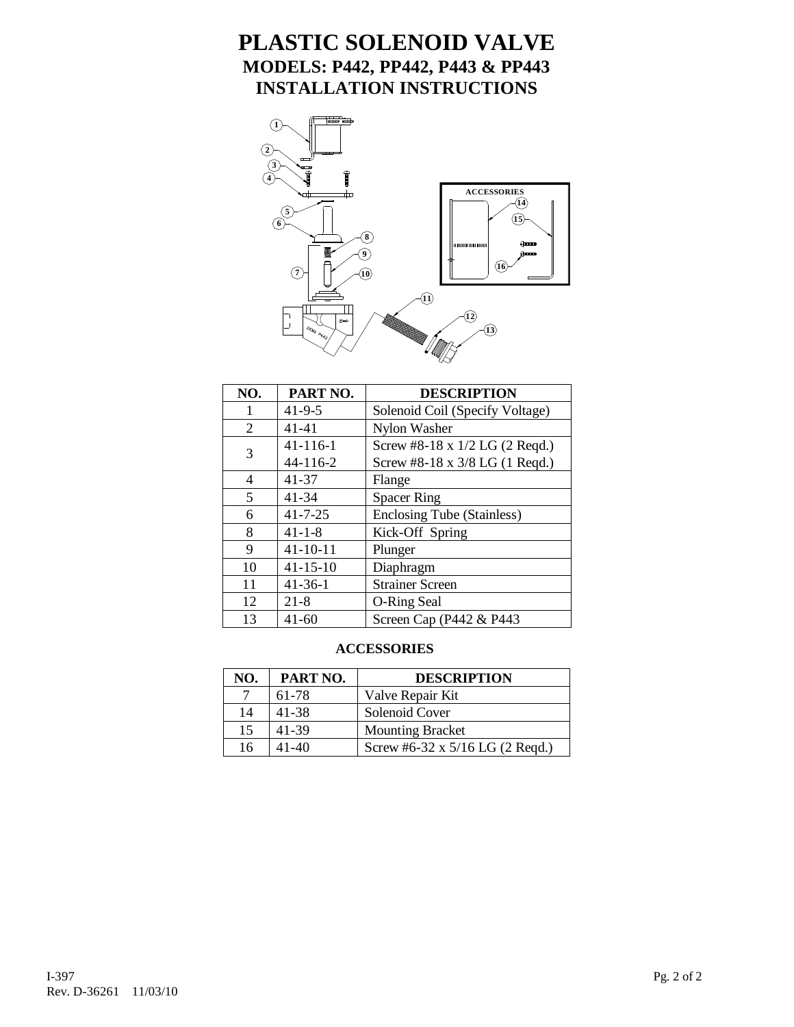# PLASTIC SOLENOID VALVE

## MODELS: P442, PP442, P443 & PP443

## INSTALLATION INSTRUCTIONS

ACCESSORIES

| NO. | PART NO. | DESCRIPTION |
|---|---|---|
| 1 | 41-9-5 | Solenoid Coil (Specify Voltage) |
| 2 | 41-41 | Nylon Washer |
| 3 | 41-116-1<br>44-116-2 | Screw #8-18 x 1/2 LG (2 Reqd.)<br>Screw #8-18 x 3/8 LG (1 Reqd.) |
| 4 | 41-37 | Flange |
| 5 | 41-34 | Spacer Ring |
| 6 | 41-7-25 | Enclosing Tube (Stainless) |
| 8 | 41-1-8 | Kick-Off Spring |
| 9 | 41-10-11 | Plunger |
| 10 | 41-15-10 | Diaphragm |
| 11 | 41-36-1 | Strainer Screen |
| 12 | 21-8 | O-Ring Seal |
| 13 | 41-60 | Screen Cap (P442 & P443 |

**ACCESSORIES**

| NO. | PART NO. | DESCRIPTION |
|---|---|---|
| 7 | 61-78 | Valve Repair Kit |
| 14 | 41-38 | Solenoid Cover |
| 15 | 41-39 | Mounting Bracket |
| 16 | 41-40 | Screw #6-32 x 5/16 LG (2 Reqd.) |

I-397
Rev. D-36261 11/03/10